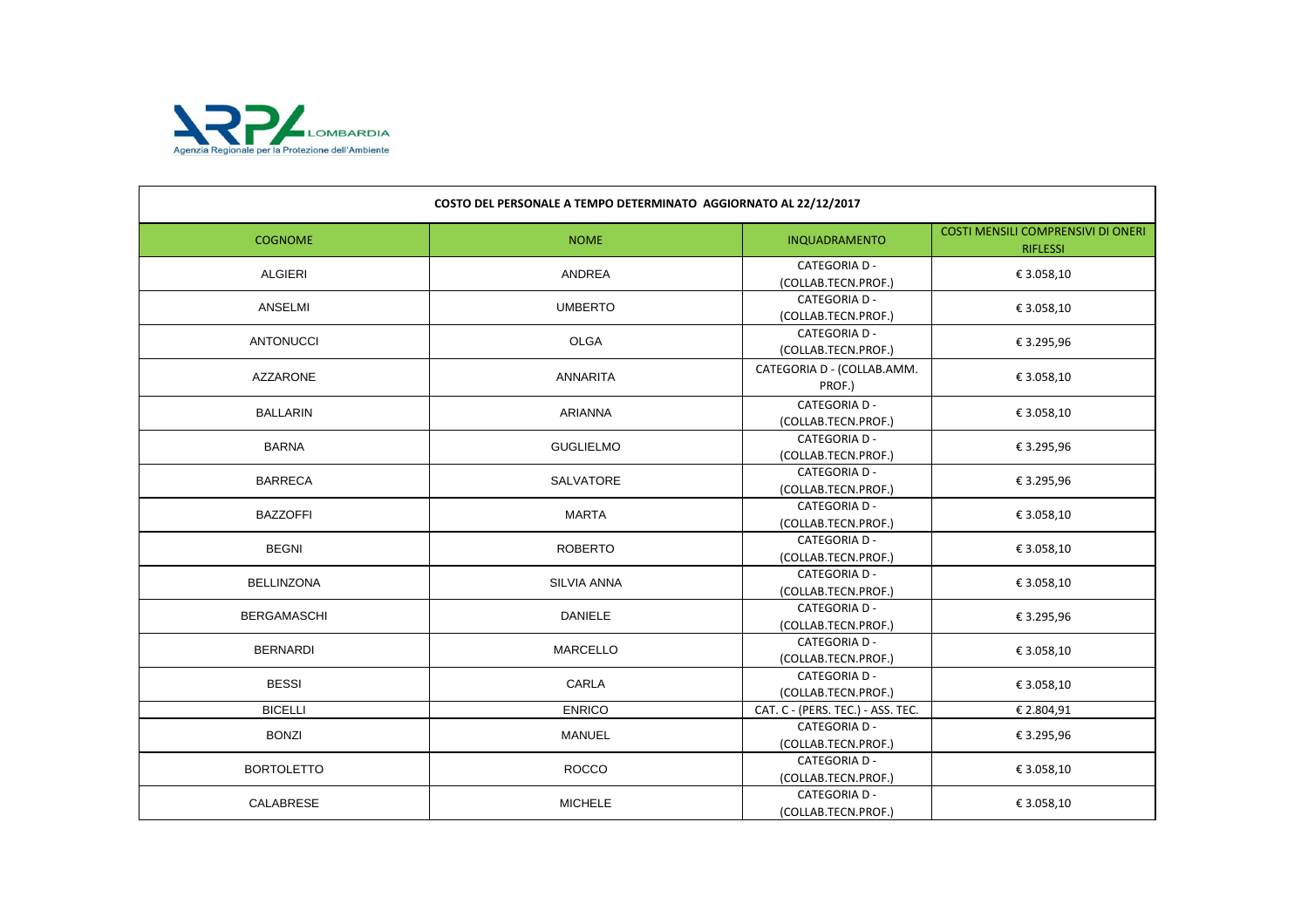ARPA LOMBARDIA
Agenzia Regionale per la Protezione dell'Ambiente

| COSTO DEL PERSONALE A TEMPO DETERMINATO AGGIORNATO AL 22/12/2017 | | | |
|---|---|---|---|
| COGNOME | NOME | INQUADRAMENTO | COSTI MENSILI COMPRENSIVI DI ONERI RIFLESSI |
| ALGIERI | ANDREA | CATEGORIA D - (COLLAB.TECN.PROF.) | € 3.058,10 |
| ANSELMI | UMBERTO | CATEGORIA D - (COLLAB.TECN.PROF.) | € 3.058,10 |
| ANTONUCCI | OLGA | CATEGORIA D - (COLLAB.TECN.PROF.) | € 3.295,96 |
| AZZARONE | ANNARITA | CATEGORIA D - (COLLAB.AMM. PROF.) | € 3.058,10 |
| BALLARIN | ARIANNA | CATEGORIA D - (COLLAB.TECN.PROF.) | € 3.058,10 |
| BARNA | GUGLIELMO | CATEGORIA D - (COLLAB.TECN.PROF.) | € 3.295,96 |
| BARRECA | SALVATORE | CATEGORIA D - (COLLAB.TECN.PROF.) | € 3.295,96 |
| BAZZOFFI | MARTA | CATEGORIA D - (COLLAB.TECN.PROF.) | € 3.058,10 |
| BEGNI | ROBERTO | CATEGORIA D - (COLLAB.TECN.PROF.) | € 3.058,10 |
| BELLINZONA | SILVIA ANNA | CATEGORIA D - (COLLAB.TECN.PROF.) | € 3.058,10 |
| BERGAMASCHI | DANIELE | CATEGORIA D - (COLLAB.TECN.PROF.) | € 3.295,96 |
| BERNARDI | MARCELLO | CATEGORIA D - (COLLAB.TECN.PROF.) | € 3.058,10 |
| BESSI | CARLA | CATEGORIA D - (COLLAB.TECN.PROF.) | € 3.058,10 |
| BICELLI | ENRICO | CAT. C - (PERS. TEC.) - ASS. TEC. | € 2.804,91 |
| BONZI | MANUEL | CATEGORIA D - (COLLAB.TECN.PROF.) | € 3.295,96 |
| BORTOLETTO | ROCCO | CATEGORIA D - (COLLAB.TECN.PROF.) | € 3.058,10 |
| CALABRESE | MICHELE | CATEGORIA D - (COLLAB.TECN.PROF.) | € 3.058,10 |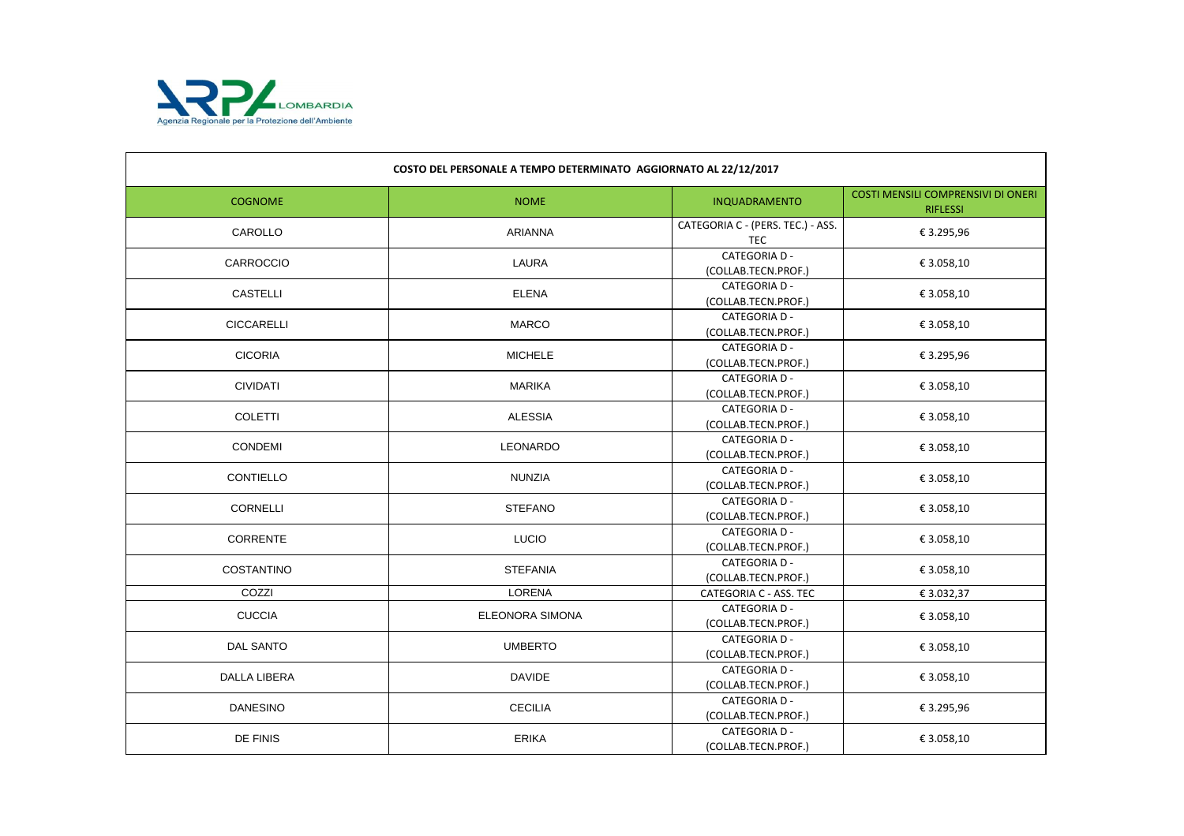| COSTO DEL PERSONALE A TEMPO DETERMINATO AGGIORNATO AL 22/12/2017 | | | |
|---|---|---|---|
| COGNOME | NOME | INQUADRAMENTO | COSTI MENSILI COMPRENSIVI DI ONERI RIFLESSI |
| CAROLLO | ARIANNA | CATEGORIA C - (PERS. TEC.) - ASS. TEC | € 3.295,96 |
| CARROCCIO | LAURA | CATEGORIA D - (COLLAB.TECN.PROF.) | € 3.058,10 |
| CASTELLI | ELENA | CATEGORIA D - (COLLAB.TECN.PROF.) | € 3.058,10 |
| CICCARELLI | MARCO | CATEGORIA D - (COLLAB.TECN.PROF.) | € 3.058,10 |
| CICORIA | MICHELE | CATEGORIA D - (COLLAB.TECN.PROF.) | € 3.295,96 |
| CIVIDATI | MARIKA | CATEGORIA D - (COLLAB.TECN.PROF.) | € 3.058,10 |
| COLETTI | ALESSIA | CATEGORIA D - (COLLAB.TECN.PROF.) | € 3.058,10 |
| CONDEMI | LEONARDO | CATEGORIA D - (COLLAB.TECN.PROF.) | € 3.058,10 |
| CONTIELLO | NUNZIA | CATEGORIA D - (COLLAB.TECN.PROF.) | € 3.058,10 |
| CORNELLI | STEFANO | CATEGORIA D - (COLLAB.TECN.PROF.) | € 3.058,10 |
| CORRENTE | LUCIO | CATEGORIA D - (COLLAB.TECN.PROF.) | € 3.058,10 |
| COSTANTINO | STEFANIA | CATEGORIA D - (COLLAB.TECN.PROF.) | € 3.058,10 |
| COZZI | LORENA | CATEGORIA C - ASS. TEC | € 3.032,37 |
| CUCCIA | ELEONORA SIMONA | CATEGORIA D - (COLLAB.TECN.PROF.) | € 3.058,10 |
| DAL SANTO | UMBERTO | CATEGORIA D - (COLLAB.TECN.PROF.) | € 3.058,10 |
| DALLA LIBERA | DAVIDE | CATEGORIA D - (COLLAB.TECN.PROF.) | € 3.058,10 |
| DANESINO | CECILIA | CATEGORIA D - (COLLAB.TECN.PROF.) | € 3.295,96 |
| DE FINIS | ERIKA | CATEGORIA D - (COLLAB.TECN.PROF.) | € 3.058,10 |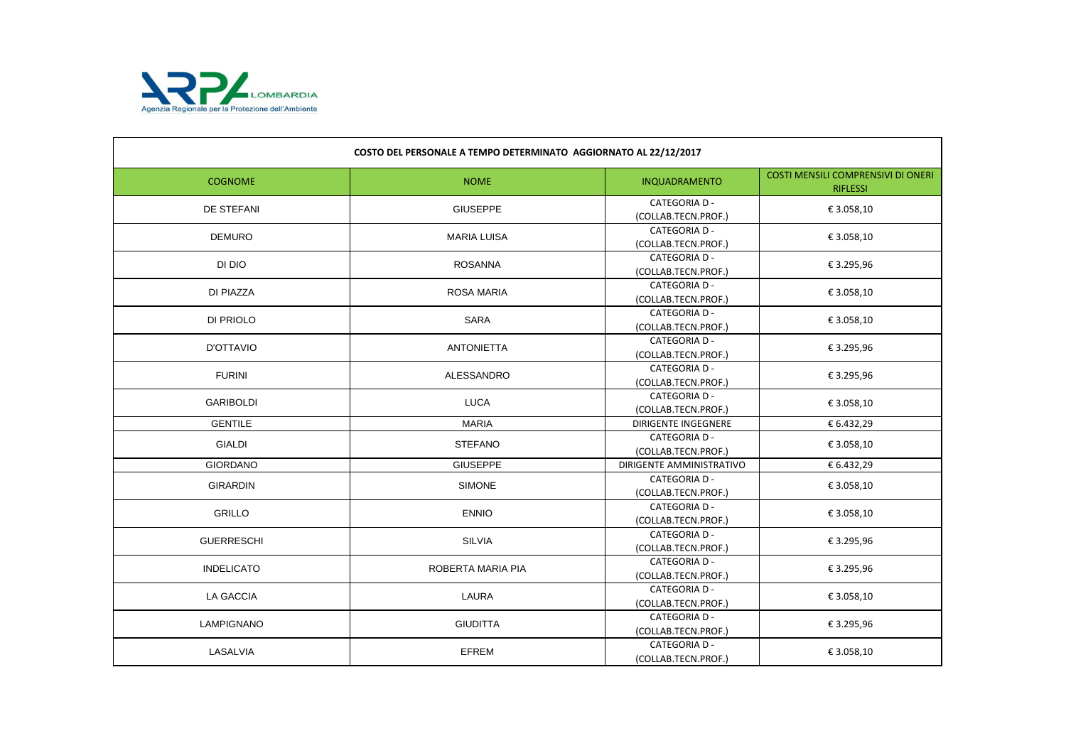| COSTO DEL PERSONALE A TEMPO DETERMINATO AGGIORNATO AL 22/12/2017 | | | |
|---|---|---|---|
| COGNOME | NOME | INQUADRAMENTO | COSTI MENSILI COMPRENSIVI DI ONERI RIFLESSI |
| DE STEFANI | GIUSEPPE | CATEGORIA D - (COLLAB.TECN.PROF.) | € 3.058,10 |
| DEMURO | MARIA LUISA | CATEGORIA D - (COLLAB.TECN.PROF.) | € 3.058,10 |
| DI DIO | ROSANNA | CATEGORIA D - (COLLAB.TECN.PROF.) | € 3.295,96 |
| DI PIAZZA | ROSA MARIA | CATEGORIA D - (COLLAB.TECN.PROF.) | € 3.058,10 |
| DI PRIOLO | SARA | CATEGORIA D - (COLLAB.TECN.PROF.) | € 3.058,10 |
| D'OTTAVIO | ANTONIETTA | CATEGORIA D - (COLLAB.TECN.PROF.) | € 3.295,96 |
| FURINI | ALESSANDRO | CATEGORIA D - (COLLAB.TECN.PROF.) | € 3.295,96 |
| GARIBOLDI | LUCA | CATEGORIA D - (COLLAB.TECN.PROF.) | € 3.058,10 |
| GENTILE | MARIA | DIRIGENTE INGEGNERE | € 6.432,29 |
| GIALDI | STEFANO | CATEGORIA D - (COLLAB.TECN.PROF.) | € 3.058,10 |
| GIORDANO | GIUSEPPE | DIRIGENTE AMMINISTRATIVO | € 6.432,29 |
| GIRARDIN | SIMONE | CATEGORIA D - (COLLAB.TECN.PROF.) | € 3.058,10 |
| GRILLO | ENNIO | CATEGORIA D - (COLLAB.TECN.PROF.) | € 3.058,10 |
| GUERRESCHI | SILVIA | CATEGORIA D - (COLLAB.TECN.PROF.) | € 3.295,96 |
| INDELICATO | ROBERTA MARIA PIA | CATEGORIA D - (COLLAB.TECN.PROF.) | € 3.295,96 |
| LA GACCIA | LAURA | CATEGORIA D - (COLLAB.TECN.PROF.) | € 3.058,10 |
| LAMPIGNANO | GIUDITTA | CATEGORIA D - (COLLAB.TECN.PROF.) | € 3.295,96 |
| LASALVIA | EFREM | CATEGORIA D - (COLLAB.TECN.PROF.) | € 3.058,10 |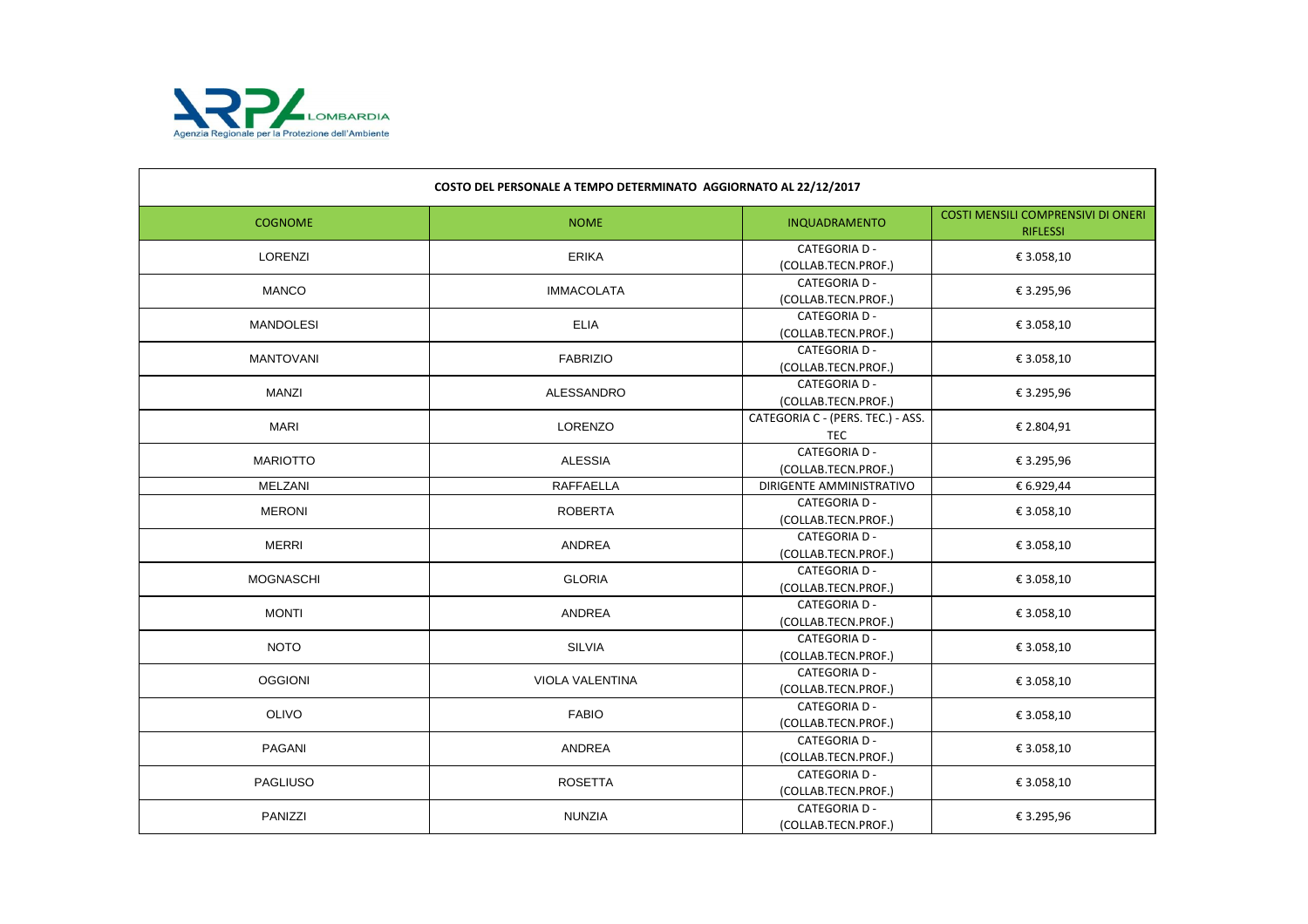| COSTO DEL PERSONALE A TEMPO DETERMINATO AGGIORNATO AL 22/12/2017 | | | |
|---|---|---|---|
| COGNOME | NOME | INQUADRAMENTO | COSTI MENSILI COMPRENSIVI DI ONERI RIFLESSI |
| LORENZI | ERIKA | CATEGORIA D - (COLLAB.TECN.PROF.) | € 3.058,10 |
| MANCO | IMMACOLATA | CATEGORIA D - (COLLAB.TECN.PROF.) | € 3.295,96 |
| MANDOLESI | ELIA | CATEGORIA D - (COLLAB.TECN.PROF.) | € 3.058,10 |
| MANTOVANI | FABRIZIO | CATEGORIA D - (COLLAB.TECN.PROF.) | € 3.058,10 |
| MANZI | ALESSANDRO | CATEGORIA D - (COLLAB.TECN.PROF.) | € 3.295,96 |
| MARI | LORENZO | CATEGORIA C - (PERS. TEC.) - ASS. TEC | € 2.804,91 |
| MARIOTTO | ALESSIA | CATEGORIA D - (COLLAB.TECN.PROF.) | € 3.295,96 |
| MELZANI | RAFFAELLA | DIRIGENTE AMMINISTRATIVO | € 6.929,44 |
| MERONI | ROBERTA | CATEGORIA D - (COLLAB.TECN.PROF.) | € 3.058,10 |
| MERRI | ANDREA | CATEGORIA D - (COLLAB.TECN.PROF.) | € 3.058,10 |
| MOGNASCHI | GLORIA | CATEGORIA D - (COLLAB.TECN.PROF.) | € 3.058,10 |
| MONTI | ANDREA | CATEGORIA D - (COLLAB.TECN.PROF.) | € 3.058,10 |
| NOTO | SILVIA | CATEGORIA D - (COLLAB.TECN.PROF.) | € 3.058,10 |
| OGGIONI | VIOLA VALENTINA | CATEGORIA D - (COLLAB.TECN.PROF.) | € 3.058,10 |
| OLIVO | FABIO | CATEGORIA D - (COLLAB.TECN.PROF.) | € 3.058,10 |
| PAGANI | ANDREA | CATEGORIA D - (COLLAB.TECN.PROF.) | € 3.058,10 |
| PAGLIUSO | ROSETTA | CATEGORIA D - (COLLAB.TECN.PROF.) | € 3.058,10 |
| PANIZZI | NUNZIA | CATEGORIA D - (COLLAB.TECN.PROF.) | € 3.295,96 |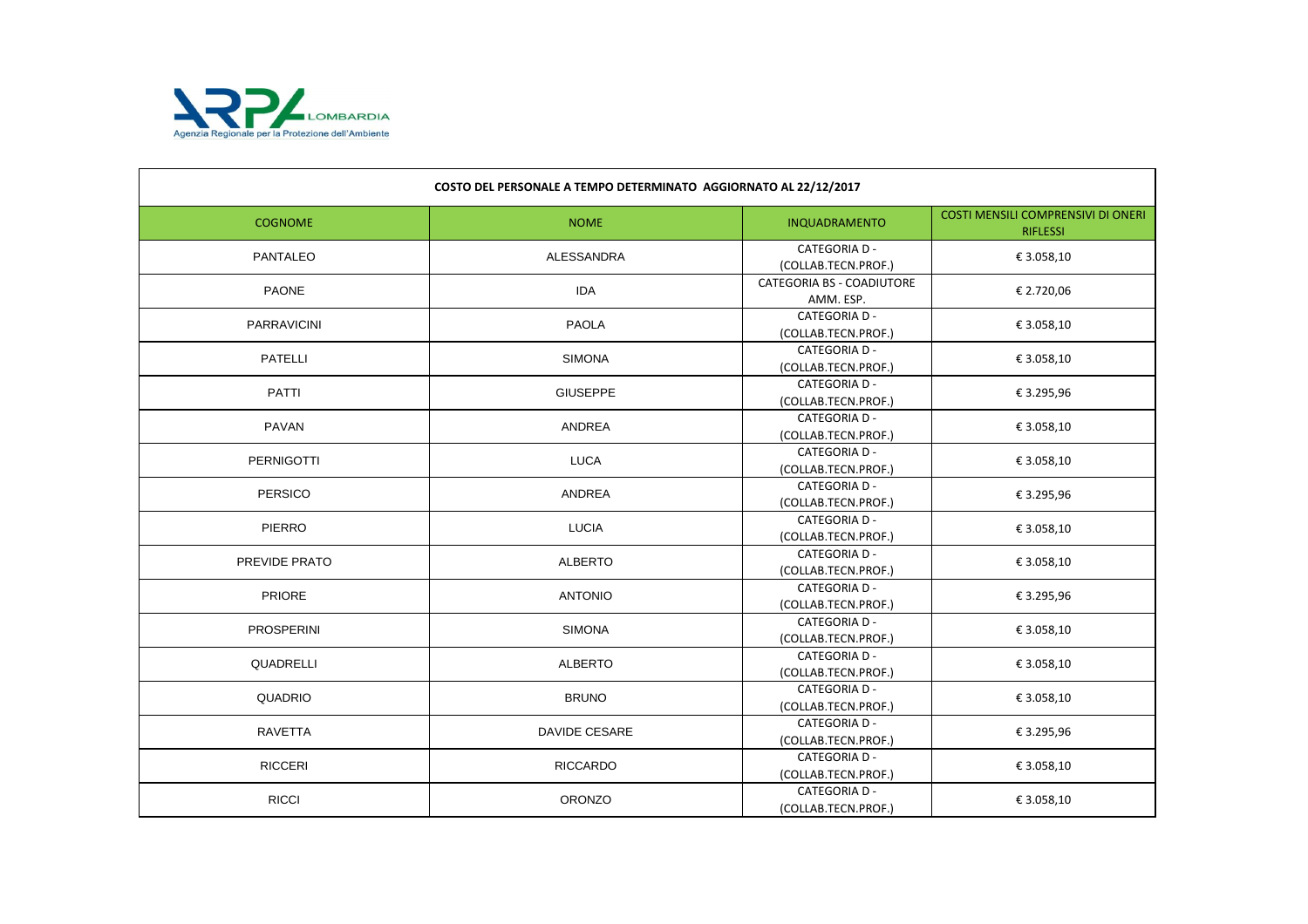| COSTO DEL PERSONALE A TEMPO DETERMINATO AGGIORNATO AL 22/12/2017 | | | |
|---|---|---|---|
| COGNOME | NOME | INQUADRAMENTO | COSTI MENSILI COMPRENSIVI DI ONERI RIFLESSI |
| PANTALEO | ALESSANDRA | CATEGORIA D - (COLLAB.TECN.PROF.) | € 3.058,10 |
| PAONE | IDA | CATEGORIA BS - COADIUTORE AMM. ESP. | € 2.720,06 |
| PARRAVICINI | PAOLA | CATEGORIA D - (COLLAB.TECN.PROF.) | € 3.058,10 |
| PATELLI | SIMONA | CATEGORIA D - (COLLAB.TECN.PROF.) | € 3.058,10 |
| PATTI | GIUSEPPE | CATEGORIA D - (COLLAB.TECN.PROF.) | € 3.295,96 |
| PAVAN | ANDREA | CATEGORIA D - (COLLAB.TECN.PROF.) | € 3.058,10 |
| PERNIGOTTI | LUCA | CATEGORIA D - (COLLAB.TECN.PROF.) | € 3.058,10 |
| PERSICO | ANDREA | CATEGORIA D - (COLLAB.TECN.PROF.) | € 3.295,96 |
| PIERRO | LUCIA | CATEGORIA D - (COLLAB.TECN.PROF.) | € 3.058,10 |
| PREVIDE PRATO | ALBERTO | CATEGORIA D - (COLLAB.TECN.PROF.) | € 3.058,10 |
| PRIORE | ANTONIO | CATEGORIA D - (COLLAB.TECN.PROF.) | € 3.295,96 |
| PROSPERINI | SIMONA | CATEGORIA D - (COLLAB.TECN.PROF.) | € 3.058,10 |
| QUADRELLI | ALBERTO | CATEGORIA D - (COLLAB.TECN.PROF.) | € 3.058,10 |
| QUADRIO | BRUNO | CATEGORIA D - (COLLAB.TECN.PROF.) | € 3.058,10 |
| RAVETTA | DAVIDE CESARE | CATEGORIA D - (COLLAB.TECN.PROF.) | € 3.295,96 |
| RICCERI | RICCARDO | CATEGORIA D - (COLLAB.TECN.PROF.) | € 3.058,10 |
| RICCI | ORONZO | CATEGORIA D - (COLLAB.TECN.PROF.) | € 3.058,10 |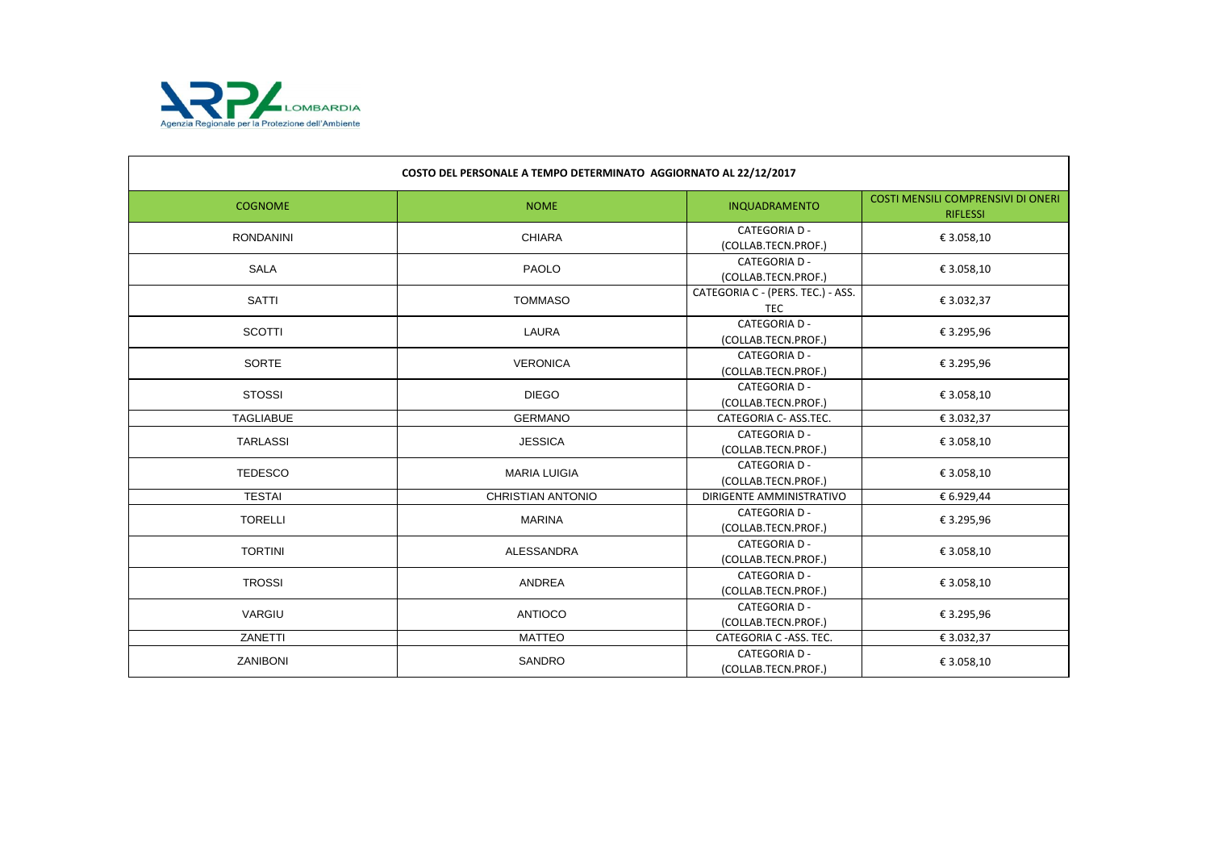| COSTO DEL PERSONALE A TEMPO DETERMINATO AGGIORNATO AL 22/12/2017 | | | |
|---|---|---|---|
| COGNOME | NOME | INQUADRAMENTO | COSTI MENSILI COMPRENSIVI DI ONERI RIFLESSI |
| RONDANINI | CHIARA | CATEGORIA D - (COLLAB.TECN.PROF.) | € 3.058,10 |
| SALA | PAOLO | CATEGORIA D - (COLLAB.TECN.PROF.) | € 3.058,10 |
| SATTI | TOMMASO | CATEGORIA C - (PERS. TEC.) - ASS. TEC | € 3.032,37 |
| SCOTTI | LAURA | CATEGORIA D - (COLLAB.TECN.PROF.) | € 3.295,96 |
| SORTE | VERONICA | CATEGORIA D - (COLLAB.TECN.PROF.) | € 3.295,96 |
| STOSSI | DIEGO | CATEGORIA D - (COLLAB.TECN.PROF.) | € 3.058,10 |
| TAGLIABUE | GERMANO | CATEGORIA C- ASS.TEC. | € 3.032,37 |
| TARLASSI | JESSICA | CATEGORIA D - (COLLAB.TECN.PROF.) | € 3.058,10 |
| TEDESCO | MARIA LUIGIA | CATEGORIA D - (COLLAB.TECN.PROF.) | € 3.058,10 |
| TESTAI | CHRISTIAN ANTONIO | DIRIGENTE AMMINISTRATIVO | € 6.929,44 |
| TORELLI | MARINA | CATEGORIA D - (COLLAB.TECN.PROF.) | € 3.295,96 |
| TORTINI | ALESSANDRA | CATEGORIA D - (COLLAB.TECN.PROF.) | € 3.058,10 |
| TROSSI | ANDREA | CATEGORIA D - (COLLAB.TECN.PROF.) | € 3.058,10 |
| VARGIU | ANTIOCO | CATEGORIA D - (COLLAB.TECN.PROF.) | € 3.295,96 |
| ZANETTI | MATTEO | CATEGORIA C -ASS. TEC. | € 3.032,37 |
| ZANIBONI | SANDRO | CATEGORIA D - (COLLAB.TECN.PROF.) | € 3.058,10 |